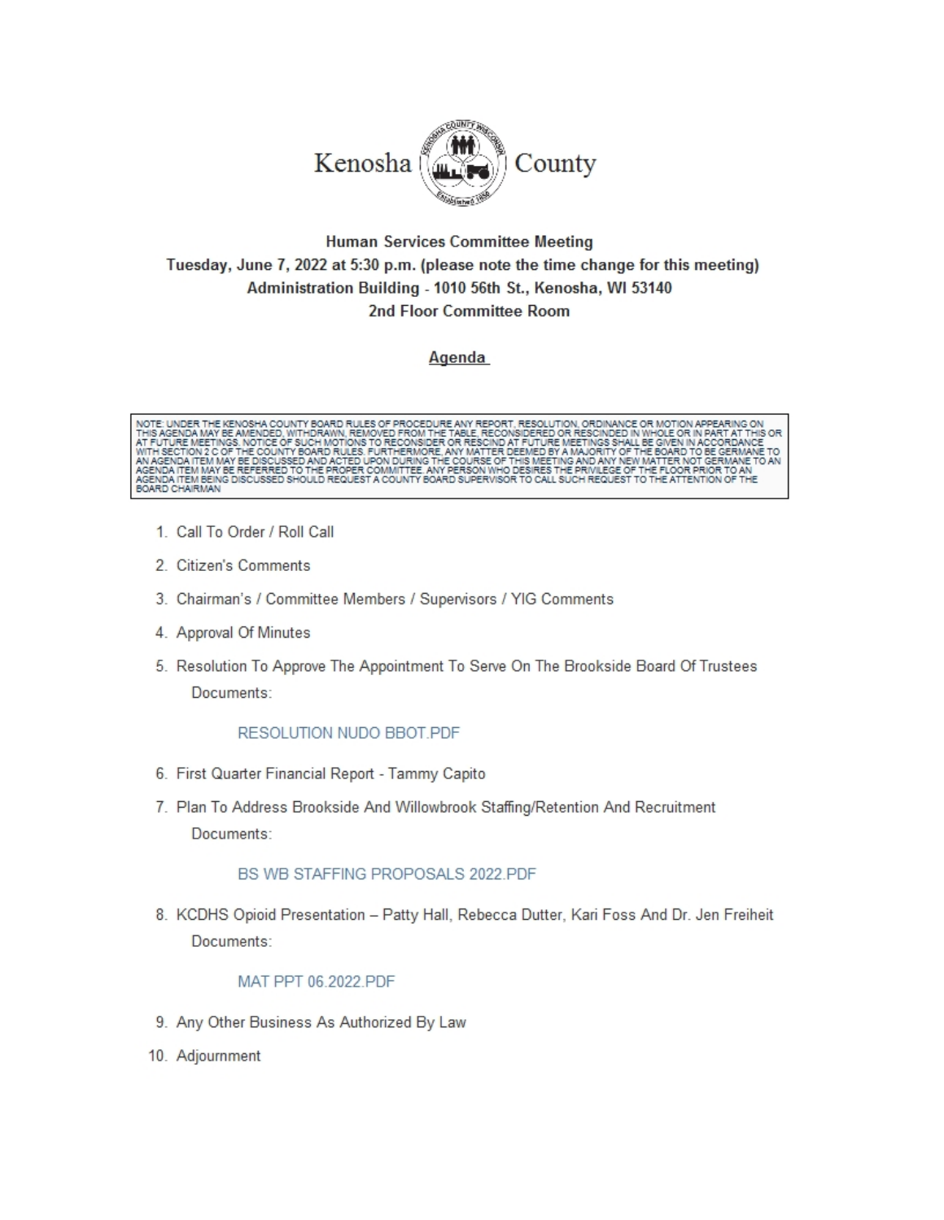# Kenosha County

**Human Services Committee Meeting**
**Tuesday, June 7, 2022 at 5:30 p.m. (please note the time change for this meeting)**
**Administration Building - 1010 56th St., Kenosha, WI 53140**
**2nd Floor Committee Room**

## Agenda

> NOTE: UNDER THE KENOSHA COUNTY BOARD RULES OF PROCEDURE ANY REPORT, RESOLUTION, ORDINANCE OR MOTION APPEARING ON THIS AGENDA MAY BE AMENDED, WITHDRAWN, REMOVED FROM THE TABLE, RECONSIDERED OR RESCINDED IN WHOLE OR IN PART AT THIS OR AT FUTURE MEETINGS. NOTICE OF SUCH MOTIONS TO RECONSIDER OR RESCIND AT FUTURE MEETINGS SHALL BE GIVEN IN ACCORDANCE WITH SECTION 2 C OF THE COUNTY BOARD RULES. FURTHERMORE, ANY MATTER DEEMED BY A MAJORITY OF THE BOARD TO BE GERMANE TO AN AGENDA ITEM MAY BE DISCUSSED AND ACTED UPON DURING THE COURSE OF THIS MEETING AND ANY NEW MATTER NOT GERMANE TO AN AGENDA ITEM MAY BE REFERRED TO THE PROPER COMMITTEE. ANY PERSON WHO DESIRES THE PRIVILEGE OF THE FLOOR PRIOR TO AN AGENDA ITEM BEING DISCUSSED SHOULD REQUEST A COUNTY BOARD SUPERVISOR TO CALL SUCH REQUEST TO THE ATTENTION OF THE BOARD CHAIRMAN

1. Call To Order / Roll Call
2. Citizen's Comments
3. Chairman's / Committee Members / Supervisors / YIG Comments
4. Approval Of Minutes
5. Resolution To Approve The Appointment To Serve On The Brookside Board Of Trustees

   Documents:

   RESOLUTION NUDO BBOT.PDF

6. First Quarter Financial Report - Tammy Capito
7. Plan To Address Brookside And Willowbrook Staffing/Retention And Recruitment

   Documents:

   BS WB STAFFING PROPOSALS 2022.PDF

8. KCDHS Opioid Presentation – Patty Hall, Rebecca Dutter, Kari Foss And Dr. Jen Freiheit

   Documents:

   MAT PPT 06.2022.PDF

9. Any Other Business As Authorized By Law
10. Adjournment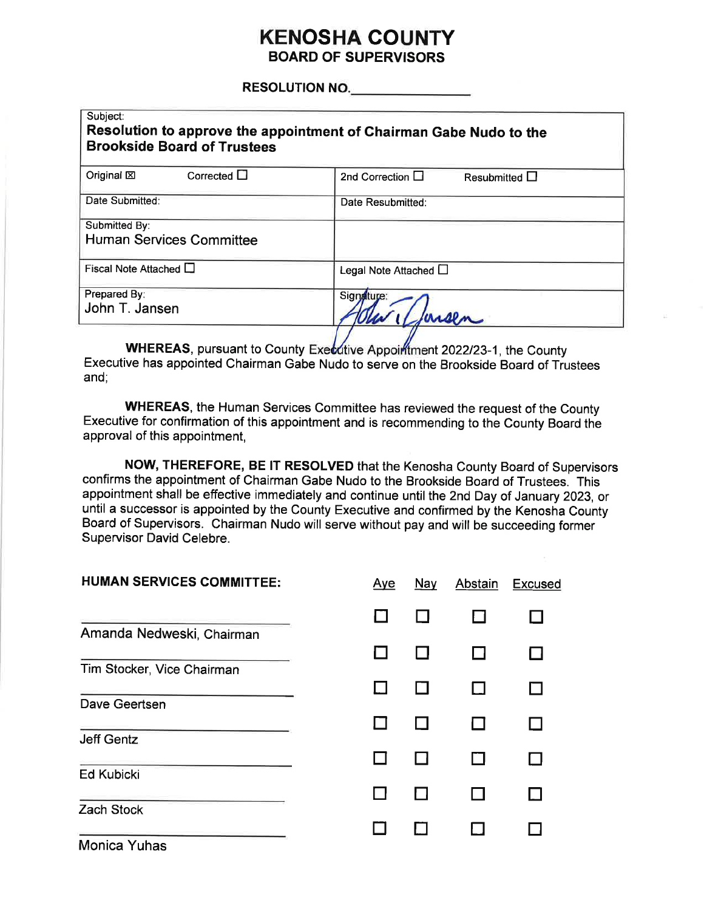# KENOSHA COUNTY
## BOARD OF SUPERVISORS

**RESOLUTION NO.\_\_\_\_\_\_\_\_\_\_\_\_\_\_\_\_**

| Subject: **Resolution to approve the appointment of Chairman Gabe Nudo to the Brookside Board of Trustees** | |
|---|---|
| Original ☒ Corrected ☐ | 2nd Correction ☐ Resubmitted ☐ |
| Date Submitted: | Date Resubmitted: |
| Submitted By: Human Services Committee | |
| Fiscal Note Attached ☐ | Legal Note Attached ☐ |
| Prepared By: John T. Jansen | Signature: *John T. Jansen* |

**WHEREAS**, pursuant to County Executive Appointment 2022/23-1, the County Executive has appointed Chairman Gabe Nudo to serve on the Brookside Board of Trustees and;

**WHEREAS**, the Human Services Committee has reviewed the request of the County Executive for confirmation of this appointment and is recommending to the County Board the approval of this appointment,

**NOW, THEREFORE, BE IT RESOLVED** that the Kenosha County Board of Supervisors confirms the appointment of Chairman Gabe Nudo to the Brookside Board of Trustees. This appointment shall be effective immediately and continue until the 2nd Day of January 2023, or until a successor is appointed by the County Executive and confirmed by the Kenosha County Board of Supervisors. Chairman Nudo will serve without pay and will be succeeding former Supervisor David Celebre.

| **HUMAN SERVICES COMMITTEE:** | Aye | Nay | Abstain | Excused |
|---|---|---|---|---|
| Amanda Nedweski, Chairman | ☐ | ☐ | ☐ | ☐ |
| Tim Stocker, Vice Chairman | ☐ | ☐ | ☐ | ☐ |
| Dave Geertsen | ☐ | ☐ | ☐ | ☐ |
| Jeff Gentz | ☐ | ☐ | ☐ | ☐ |
| Ed Kubicki | ☐ | ☐ | ☐ | ☐ |
| Zach Stock | ☐ | ☐ | ☐ | ☐ |
| Monica Yuhas | ☐ | ☐ | ☐ | ☐ |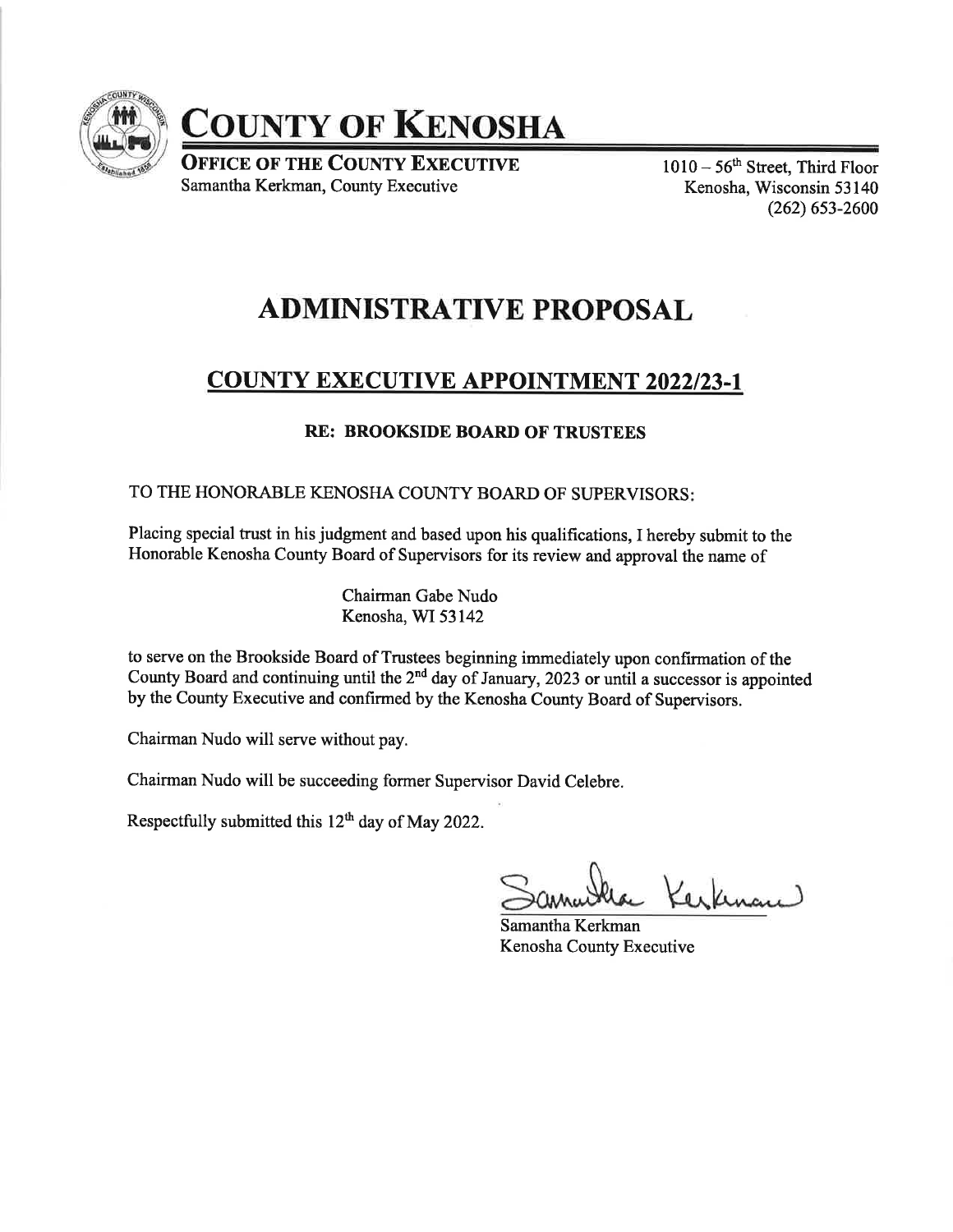# COUNTY OF KENOSHA

**OFFICE OF THE COUNTY EXECUTIVE**
Samantha Kerkman, County Executive

1010 – 56th Street, Third Floor
Kenosha, Wisconsin 53140
(262) 653-2600

# ADMINISTRATIVE PROPOSAL

## COUNTY EXECUTIVE APPOINTMENT 2022/23-1

### RE: BROOKSIDE BOARD OF TRUSTEES

TO THE HONORABLE KENOSHA COUNTY BOARD OF SUPERVISORS:

Placing special trust in his judgment and based upon his qualifications, I hereby submit to the Honorable Kenosha County Board of Supervisors for its review and approval the name of

Chairman Gabe Nudo
Kenosha, WI 53142

to serve on the Brookside Board of Trustees beginning immediately upon confirmation of the County Board and continuing until the 2nd day of January, 2023 or until a successor is appointed by the County Executive and confirmed by the Kenosha County Board of Supervisors.

Chairman Nudo will serve without pay.

Chairman Nudo will be succeeding former Supervisor David Celebre.

Respectfully submitted this 12th day of May 2022.

Samantha Kerkman
Kenosha County Executive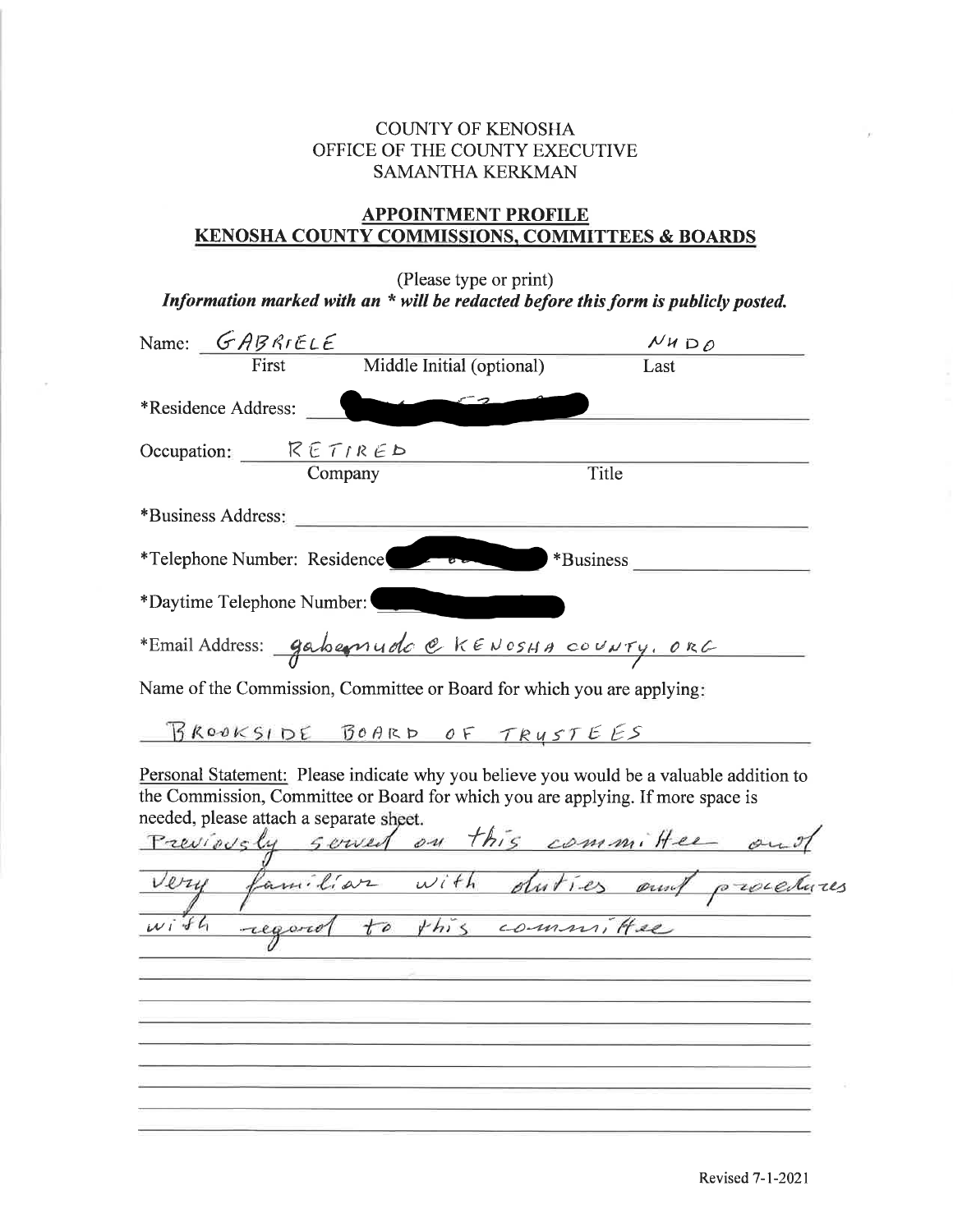COUNTY OF KENOSHA
OFFICE OF THE COUNTY EXECUTIVE
SAMANTHA KERKMAN

## APPOINTMENT PROFILE
## KENOSHA COUNTY COMMISSIONS, COMMITTEES & BOARDS

(Please type or print)

***Information marked with an * will be redacted before this form is publicly posted.***

Name: GABRIELE NUDO
First | Middle Initial (optional) | Last

*Residence Address: [redacted]

Occupation: RETIRED
Company | Title

*Business Address:

*Telephone Number: Residence [redacted] *Business

*Daytime Telephone Number: [redacted]

*Email Address: gabenudo@KENOSHACOUNTY.ORG

Name of the Commission, Committee or Board for which you are applying:

BROOKSIDE BOARD OF TRUSTEES

Personal Statement: Please indicate why you believe you would be a valuable addition to the Commission, Committee or Board for which you are applying. If more space is needed, please attach a separate sheet.

Previously served on this committee and very familiar with duties and procedures with regard to this committee

Revised 7-1-2021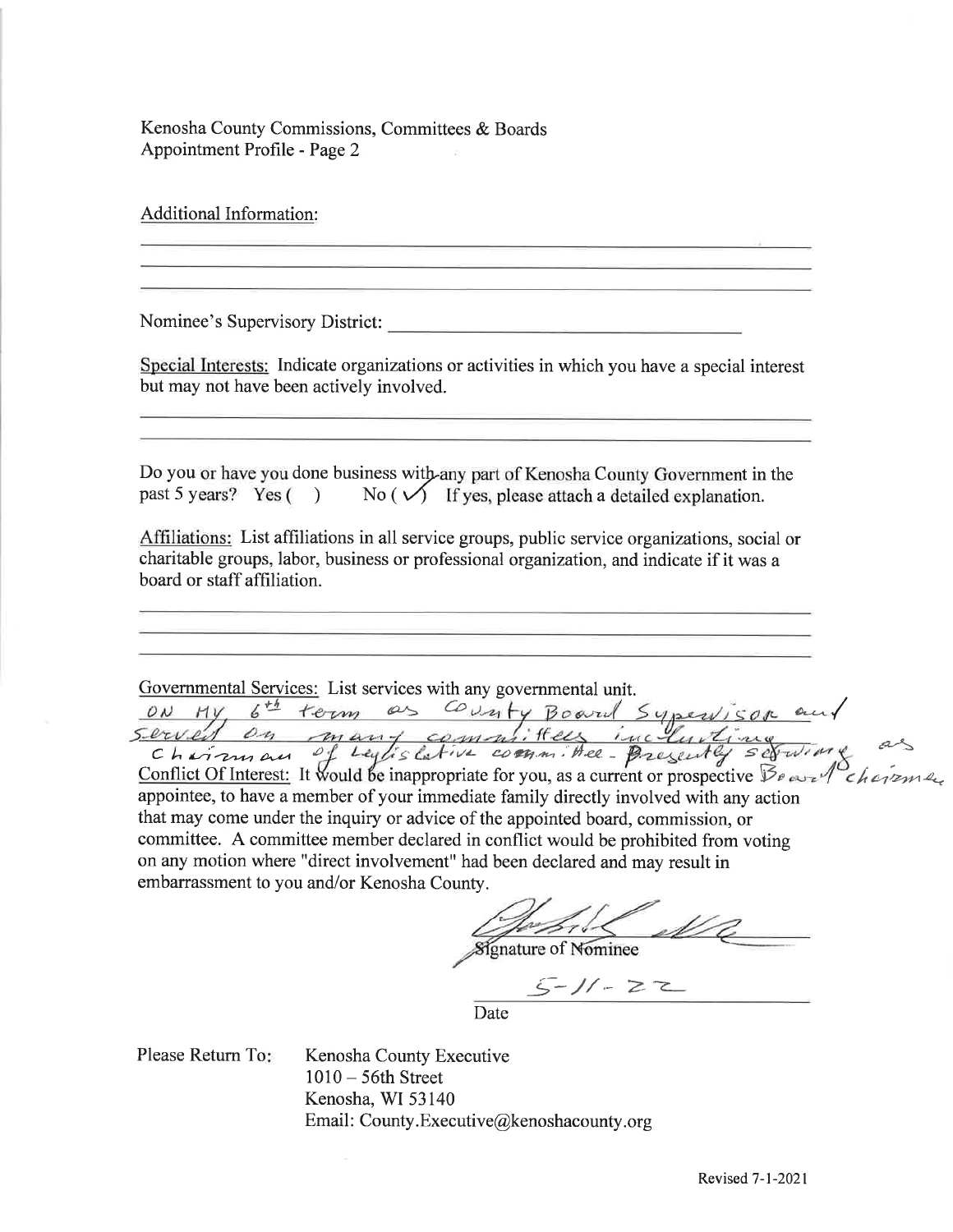Kenosha County Commissions, Committees & Boards
Appointment Profile - Page 2

Additional Information:

_______________________________________________

_______________________________________________

_______________________________________________

Nominee's Supervisory District: ______________________

Special Interests: Indicate organizations or activities in which you have a special interest but may not have been actively involved.

_______________________________________________

_______________________________________________

Do you or have you done business with any part of Kenosha County Government in the past 5 years? Yes ( ) No ( ✓ ) If yes, please attach a detailed explanation.

Affiliations: List affiliations in all service groups, public service organizations, social or charitable groups, labor, business or professional organization, and indicate if it was a board or staff affiliation.

_______________________________________________

_______________________________________________

_______________________________________________

Governmental Services: List services with any governmental unit.

ON MY 6th term as County Board Supervisor and served on many committees including as Chairman of Legislative committee - Presently serving as Board Chairman

Conflict Of Interest: It would be inappropriate for you, as a current or prospective appointee, to have a member of your immediate family directly involved with any action that may come under the inquiry or advice of the appointed board, commission, or committee. A committee member declared in conflict would be prohibited from voting on any motion where "direct involvement" had been declared and may result in embarrassment to you and/or Kenosha County.

_______________________________
Signature of Nominee

5-11-22
_______________________________
Date

Please Return To: Kenosha County Executive
1010 – 56th Street
Kenosha, WI 53140
Email: County.Executive@kenoshacounty.org

Revised 7-1-2021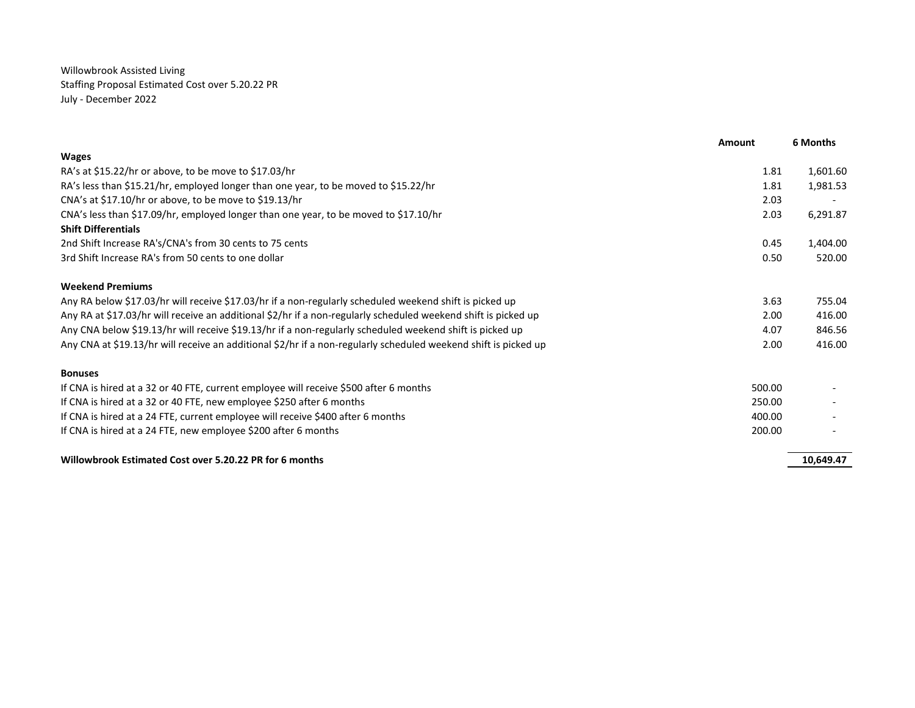Willowbrook Assisted Living
Staffing Proposal Estimated Cost over 5.20.22 PR
July - December 2022

| | Amount | 6 Months |
|---|---|---|
| **Wages** | | |
| RA's at $15.22/hr or above, to be move to $17.03/hr | 1.81 | 1,601.60 |
| RA's less than $15.21/hr, employed longer than one year, to be moved to $15.22/hr | 1.81 | 1,981.53 |
| CNA's at $17.10/hr or above, to be move to $19.13/hr | 2.03 | - |
| CNA's less than $17.09/hr, employed longer than one year, to be moved to $17.10/hr | 2.03 | 6,291.87 |
| **Shift Differentials** | | |
| 2nd Shift Increase RA's/CNA's from 30 cents to 75 cents | 0.45 | 1,404.00 |
| 3rd Shift Increase RA's from 50 cents to one dollar | 0.50 | 520.00 |
| | | |
| **Weekend Premiums** | | |
| Any RA below $17.03/hr will receive $17.03/hr if a non-regularly scheduled weekend shift is picked up | 3.63 | 755.04 |
| Any RA at $17.03/hr will receive an additional $2/hr if a non-regularly scheduled weekend shift is picked up | 2.00 | 416.00 |
| Any CNA below $19.13/hr will receive $19.13/hr if a non-regularly scheduled weekend shift is picked up | 4.07 | 846.56 |
| Any CNA at $19.13/hr will receive an additional $2/hr if a non-regularly scheduled weekend shift is picked up | 2.00 | 416.00 |
| | | |
| **Bonuses** | | |
| If CNA is hired at a 32 or 40 FTE, current employee will receive $500 after 6 months | 500.00 | - |
| If CNA is hired at a 32 or 40 FTE, new employee $250 after 6 months | 250.00 | - |
| If CNA is hired at a 24 FTE, current employee will receive $400 after 6 months | 400.00 | - |
| If CNA is hired at a 24 FTE, new employee $200 after 6 months | 200.00 | - |
| | | |
| **Willowbrook Estimated Cost over 5.20.22 PR for 6 months** | | **10,649.47** |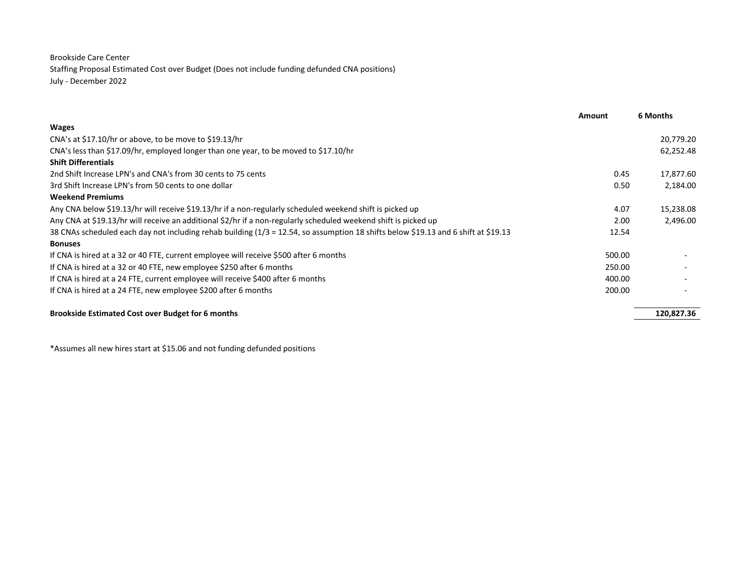Brookside Care Center

Staffing Proposal Estimated Cost over Budget (Does not include funding defunded CNA positions)

July - December 2022

| | Amount | 6 Months |
|---|---|---|
| **Wages** | | |
| CNA's at $17.10/hr or above, to be move to $19.13/hr | | 20,779.20 |
| CNA's less than $17.09/hr, employed longer than one year, to be moved to $17.10/hr | | 62,252.48 |
| **Shift Differentials** | | |
| 2nd Shift Increase LPN's and CNA's from 30 cents to 75 cents | 0.45 | 17,877.60 |
| 3rd Shift Increase LPN's from 50 cents to one dollar | 0.50 | 2,184.00 |
| **Weekend Premiums** | | |
| Any CNA below $19.13/hr will receive $19.13/hr if a non-regularly scheduled weekend shift is picked up | 4.07 | 15,238.08 |
| Any CNA at $19.13/hr will receive an additional $2/hr if a non-regularly scheduled weekend shift is picked up | 2.00 | 2,496.00 |
| 38 CNAs scheduled each day not including rehab building (1/3 = 12.54, so assumption 18 shifts below $19.13 and 6 shift at $19.13 | 12.54 | |
| **Bonuses** | | |
| If CNA is hired at a 32 or 40 FTE, current employee will receive $500 after 6 months | 500.00 | - |
| If CNA is hired at a 32 or 40 FTE, new employee $250 after 6 months | 250.00 | - |
| If CNA is hired at a 24 FTE, current employee will receive $400 after 6 months | 400.00 | - |
| If CNA is hired at a 24 FTE, new employee $200 after 6 months | 200.00 | - |
| **Brookside Estimated Cost over Budget for 6 months** | | **120,827.36** |

*Assumes all new hires start at $15.06 and not funding defunded positions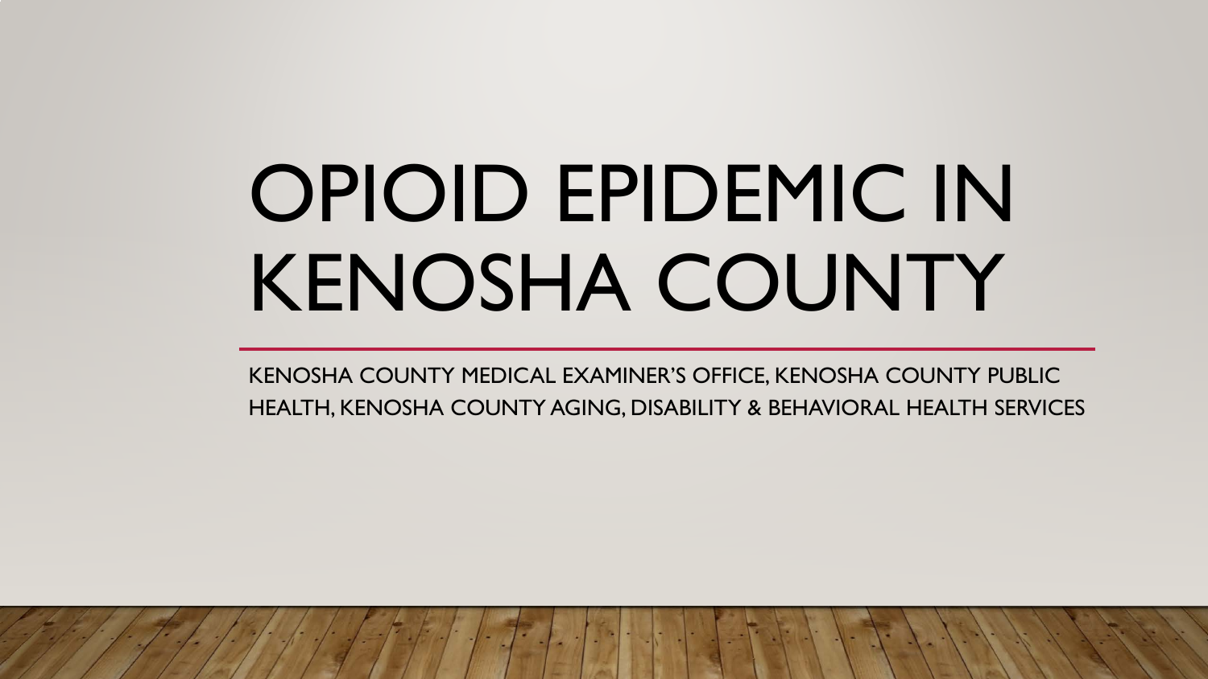# OPIOID EPIDEMIC IN KENOSHA COUNTY

KENOSHA COUNTY MEDICAL EXAMINER'S OFFICE, KENOSHA COUNTY PUBLIC HEALTH, KENOSHA COUNTY AGING, DISABILITY & BEHAVIORAL HEALTH SERVICES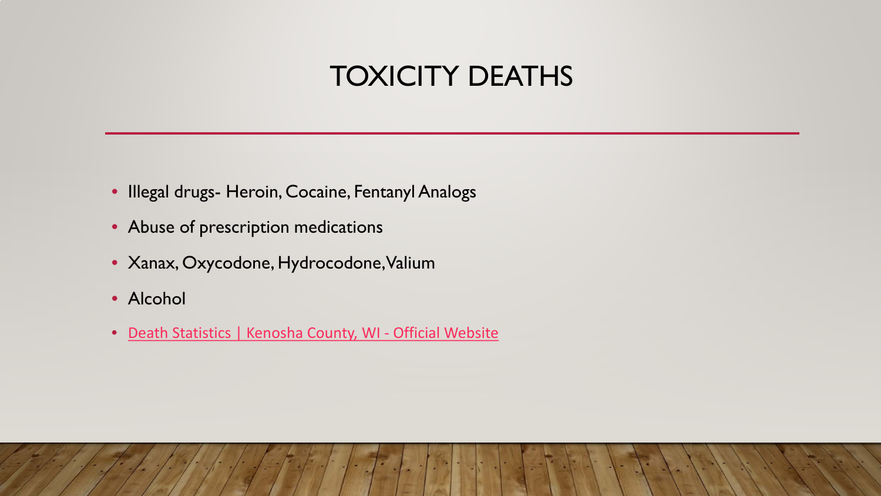# TOXICITY DEATHS

- Illegal drugs- Heroin, Cocaine, Fentanyl Analogs
- Abuse of prescription medications
- Xanax, Oxycodone, Hydrocodone, Valium
- Alcohol
- Death Statistics | Kenosha County, WI - Official Website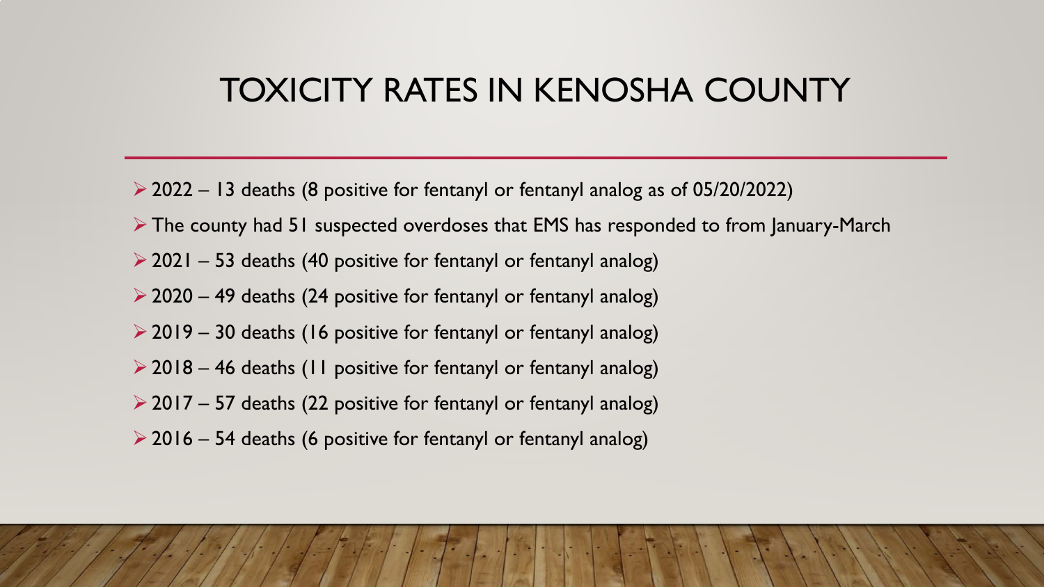# TOXICITY RATES IN KENOSHA COUNTY

- 2022 – 13 deaths (8 positive for fentanyl or fentanyl analog as of 05/20/2022)
- The county had 51 suspected overdoses that EMS has responded to from January-March
- 2021 – 53 deaths (40 positive for fentanyl or fentanyl analog)
- 2020 – 49 deaths (24 positive for fentanyl or fentanyl analog)
- 2019 – 30 deaths (16 positive for fentanyl or fentanyl analog)
- 2018 – 46 deaths (11 positive for fentanyl or fentanyl analog)
- 2017 – 57 deaths (22 positive for fentanyl or fentanyl analog)
- 2016 – 54 deaths (6 positive for fentanyl or fentanyl analog)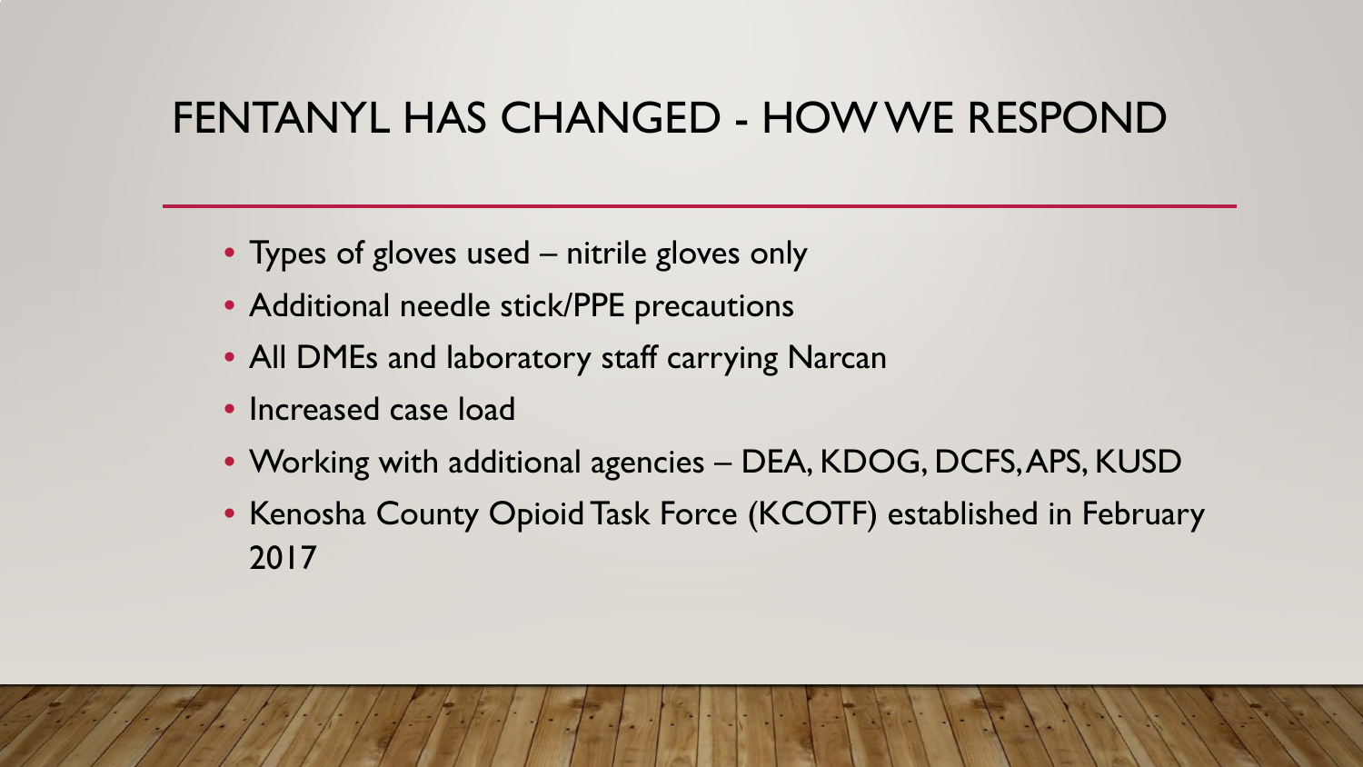# FENTANYL HAS CHANGED - HOW WE RESPOND

- Types of gloves used – nitrile gloves only
- Additional needle stick/PPE precautions
- All DMEs and laboratory staff carrying Narcan
- Increased case load
- Working with additional agencies – DEA, KDOG, DCFS, APS, KUSD
- Kenosha County Opioid Task Force (KCOTF) established in February 2017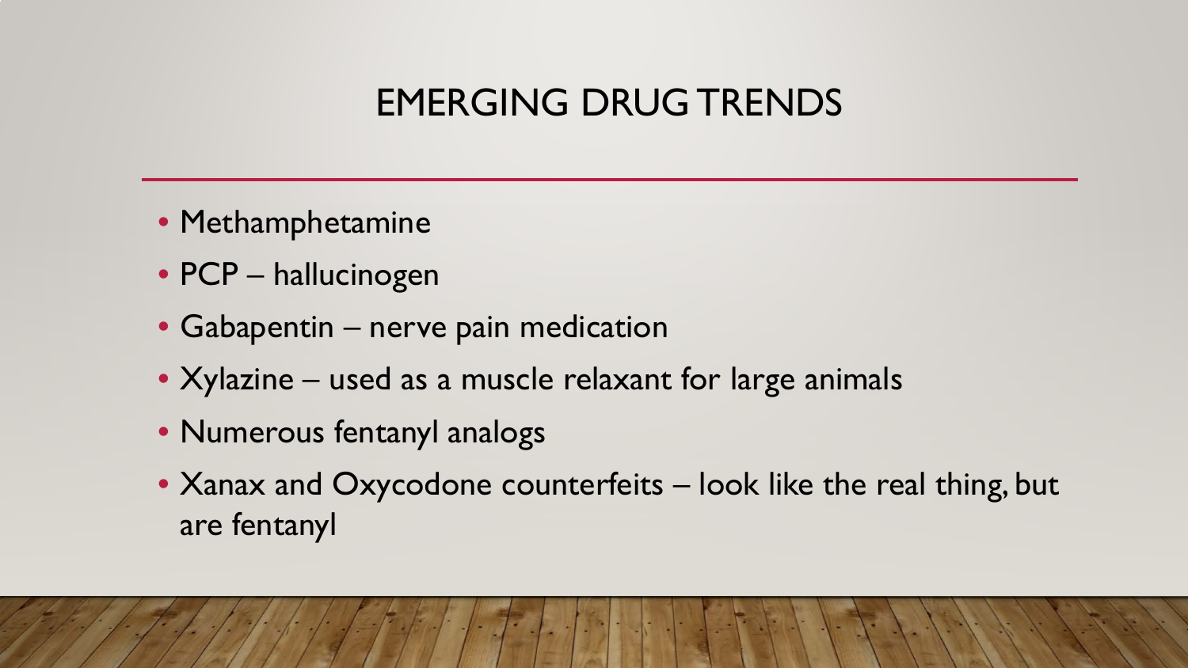# EMERGING DRUG TRENDS

- Methamphetamine
- PCP – hallucinogen
- Gabapentin – nerve pain medication
- Xylazine – used as a muscle relaxant for large animals
- Numerous fentanyl analogs
- Xanax and Oxycodone counterfeits – look like the real thing, but are fentanyl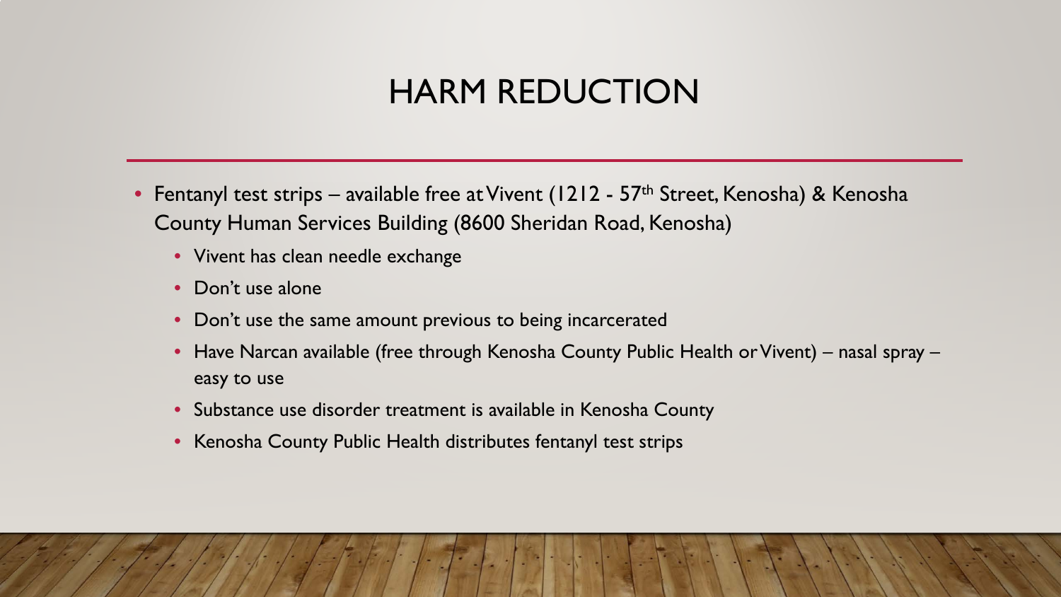# HARM REDUCTION

- Fentanyl test strips – available free at Vivent (1212 - 57th Street, Kenosha) & Kenosha County Human Services Building (8600 Sheridan Road, Kenosha)
  - Vivent has clean needle exchange
  - Don't use alone
  - Don't use the same amount previous to being incarcerated
  - Have Narcan available (free through Kenosha County Public Health or Vivent) – nasal spray – easy to use
  - Substance use disorder treatment is available in Kenosha County
  - Kenosha County Public Health distributes fentanyl test strips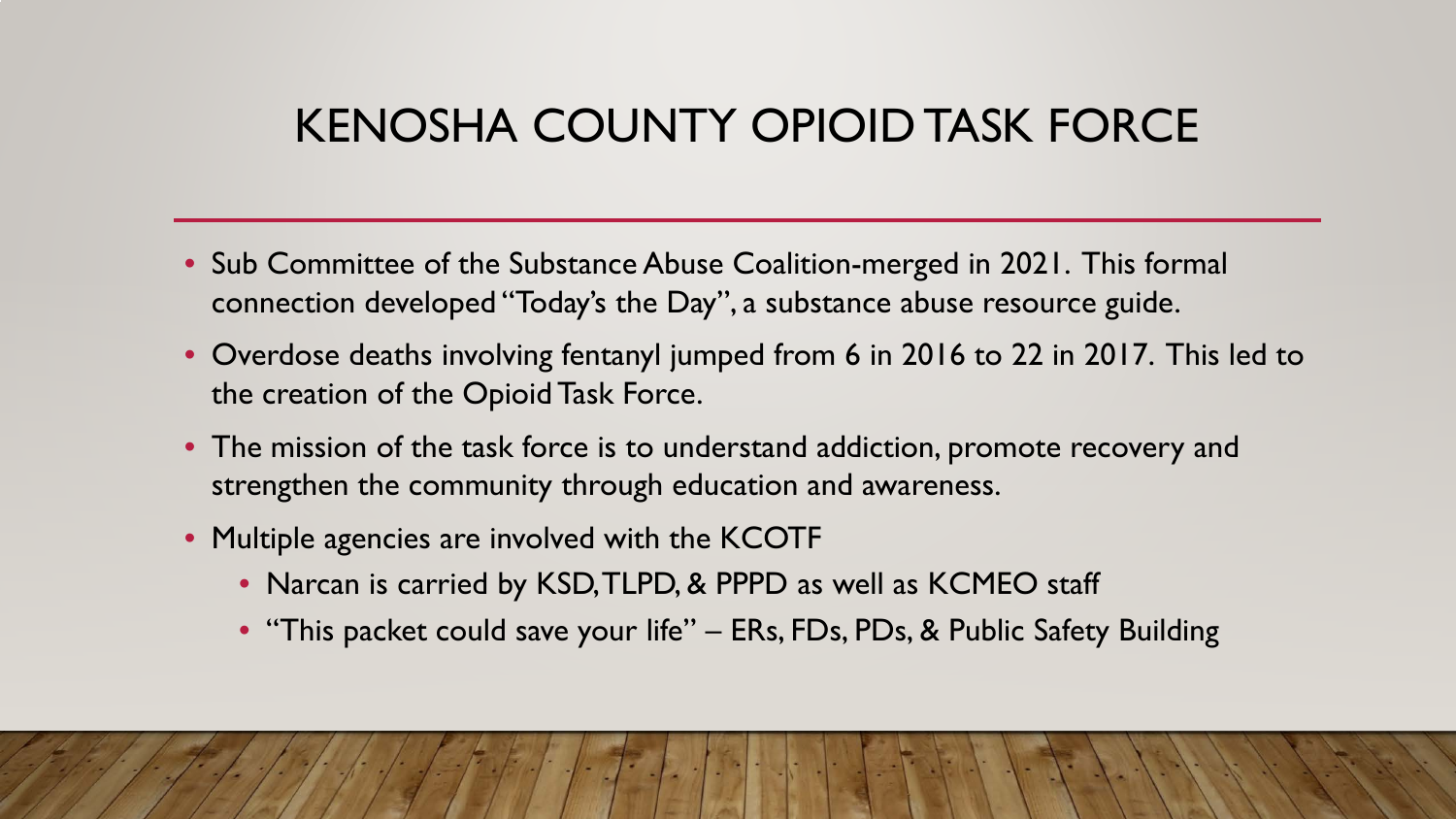# KENOSHA COUNTY OPIOID TASK FORCE

- Sub Committee of the Substance Abuse Coalition-merged in 2021. This formal connection developed "Today's the Day", a substance abuse resource guide.
- Overdose deaths involving fentanyl jumped from 6 in 2016 to 22 in 2017. This led to the creation of the Opioid Task Force.
- The mission of the task force is to understand addiction, promote recovery and strengthen the community through education and awareness.
- Multiple agencies are involved with the KCOTF
  - Narcan is carried by KSD, TLPD, & PPPD as well as KCMEO staff
  - "This packet could save your life" – ERs, FDs, PDs, & Public Safety Building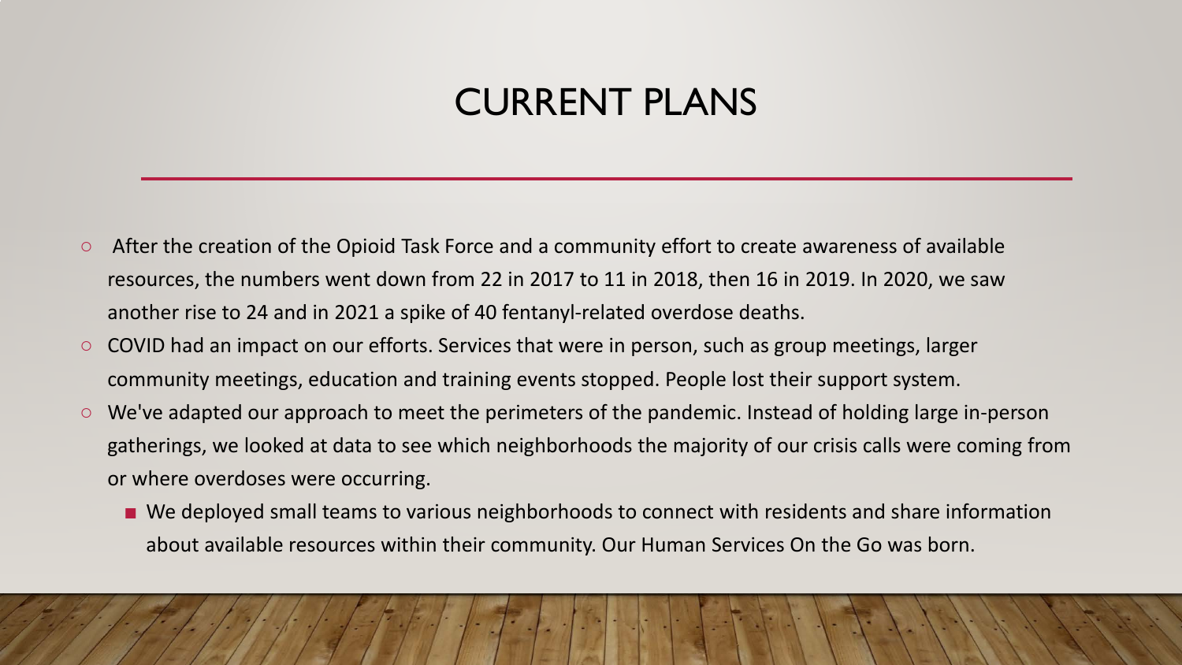# CURRENT PLANS

- After the creation of the Opioid Task Force and a community effort to create awareness of available resources, the numbers went down from 22 in 2017 to 11 in 2018, then 16 in 2019. In 2020, we saw another rise to 24 and in 2021 a spike of 40 fentanyl-related overdose deaths.
- COVID had an impact on our efforts. Services that were in person, such as group meetings, larger community meetings, education and training events stopped. People lost their support system.
- We've adapted our approach to meet the perimeters of the pandemic. Instead of holding large in-person gatherings, we looked at data to see which neighborhoods the majority of our crisis calls were coming from or where overdoses were occurring.
  - We deployed small teams to various neighborhoods to connect with residents and share information about available resources within their community. Our Human Services On the Go was born.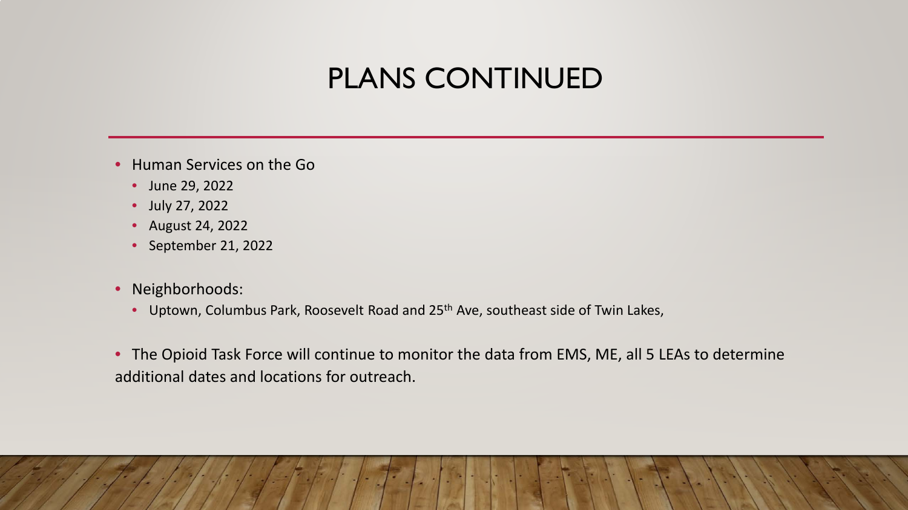# PLANS CONTINUED

- Human Services on the Go
  - June 29, 2022
  - July 27, 2022
  - August 24, 2022
  - September 21, 2022

- Neighborhoods:
  - Uptown, Columbus Park, Roosevelt Road and 25th Ave, southeast side of Twin Lakes,

- The Opioid Task Force will continue to monitor the data from EMS, ME, all 5 LEAs to determine additional dates and locations for outreach.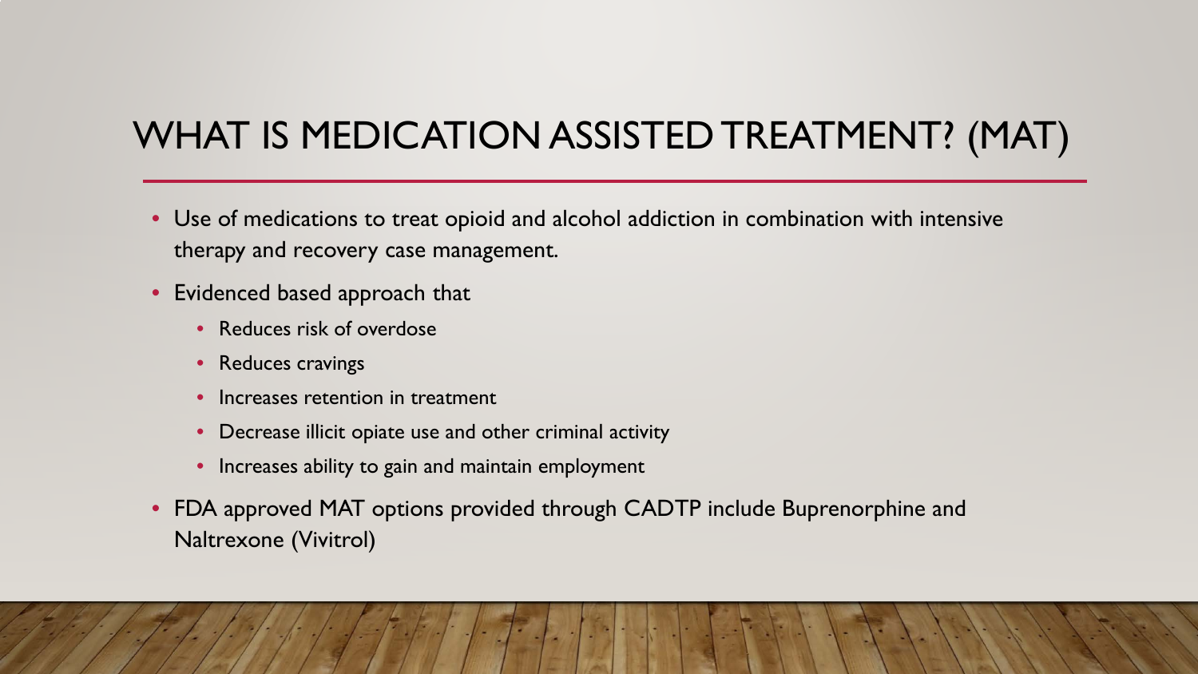# WHAT IS MEDICATION ASSISTED TREATMENT? (MAT)

- Use of medications to treat opioid and alcohol addiction in combination with intensive therapy and recovery case management.
- Evidenced based approach that
  - Reduces risk of overdose
  - Reduces cravings
  - Increases retention in treatment
  - Decrease illicit opiate use and other criminal activity
  - Increases ability to gain and maintain employment
- FDA approved MAT options provided through CADTP include Buprenorphine and Naltrexone (Vivitrol)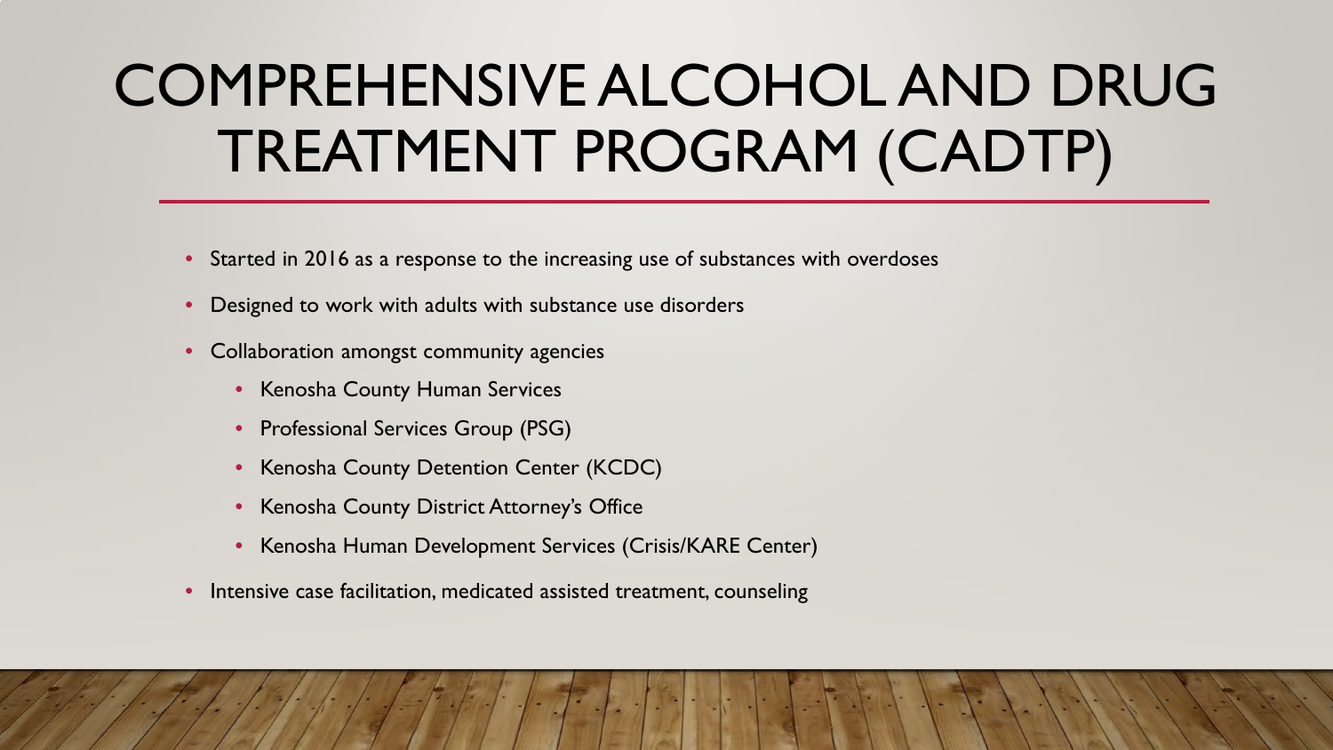# COMPREHENSIVE ALCOHOL AND DRUG TREATMENT PROGRAM (CADTP)

- Started in 2016 as a response to the increasing use of substances with overdoses
- Designed to work with adults with substance use disorders
- Collaboration amongst community agencies
  - Kenosha County Human Services
  - Professional Services Group (PSG)
  - Kenosha County Detention Center (KCDC)
  - Kenosha County District Attorney's Office
  - Kenosha Human Development Services (Crisis/KARE Center)
- Intensive case facilitation, medicated assisted treatment, counseling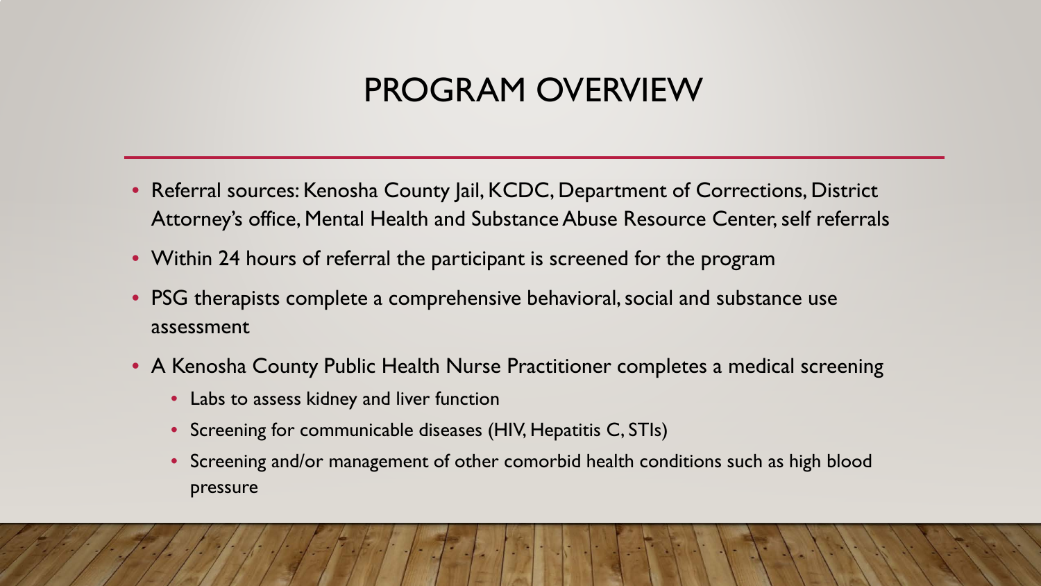# PROGRAM OVERVIEW

- Referral sources: Kenosha County Jail, KCDC, Department of Corrections, District Attorney's office, Mental Health and Substance Abuse Resource Center, self referrals
- Within 24 hours of referral the participant is screened for the program
- PSG therapists complete a comprehensive behavioral, social and substance use assessment
- A Kenosha County Public Health Nurse Practitioner completes a medical screening
  - Labs to assess kidney and liver function
  - Screening for communicable diseases (HIV, Hepatitis C, STIs)
  - Screening and/or management of other comorbid health conditions such as high blood pressure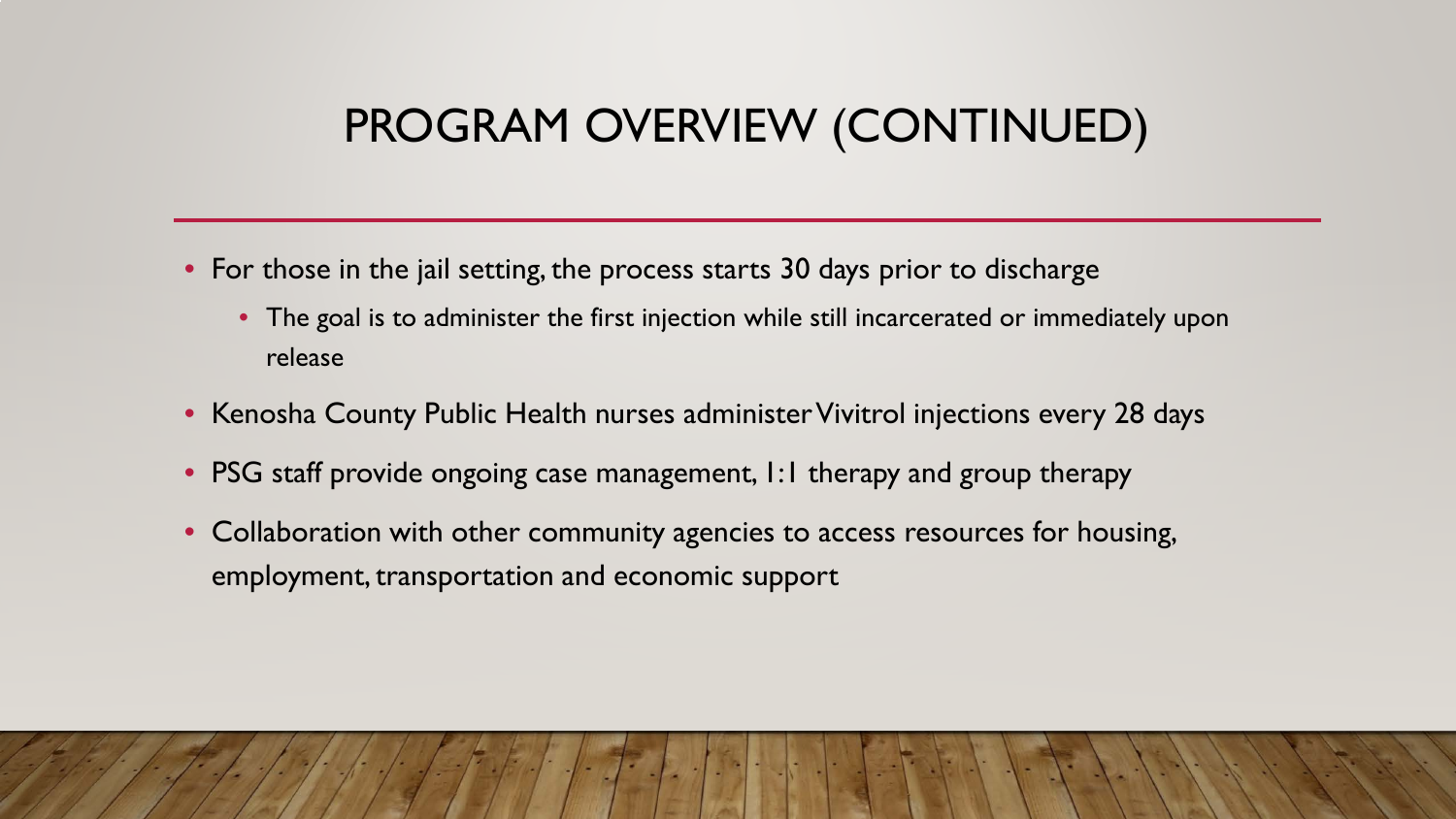# PROGRAM OVERVIEW (CONTINUED)

- For those in the jail setting, the process starts 30 days prior to discharge
  - The goal is to administer the first injection while still incarcerated or immediately upon release
- Kenosha County Public Health nurses administer Vivitrol injections every 28 days
- PSG staff provide ongoing case management, 1:1 therapy and group therapy
- Collaboration with other community agencies to access resources for housing, employment, transportation and economic support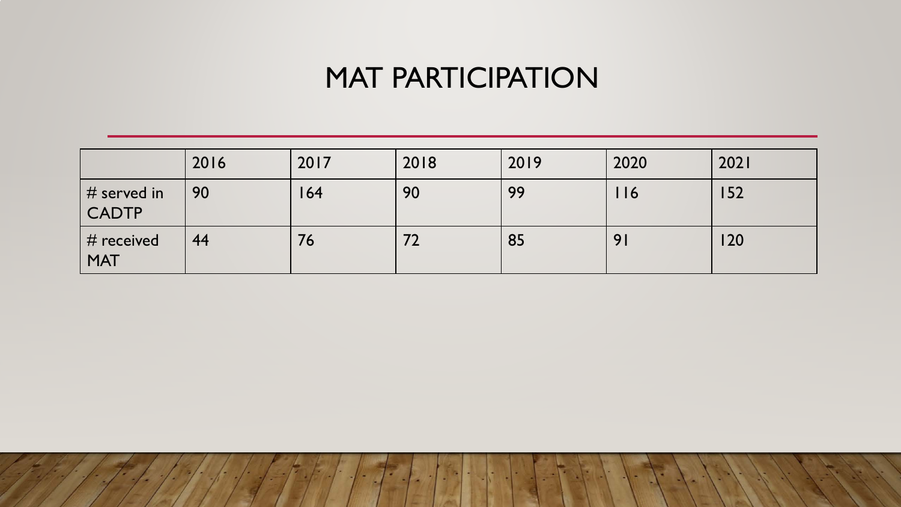# MAT PARTICIPATION

| | 2016 | 2017 | 2018 | 2019 | 2020 | 2021 |
|---|---|---|---|---|---|---|
| # served in CADTP | 90 | 164 | 90 | 99 | 116 | 152 |
| # received MAT | 44 | 76 | 72 | 85 | 91 | 120 |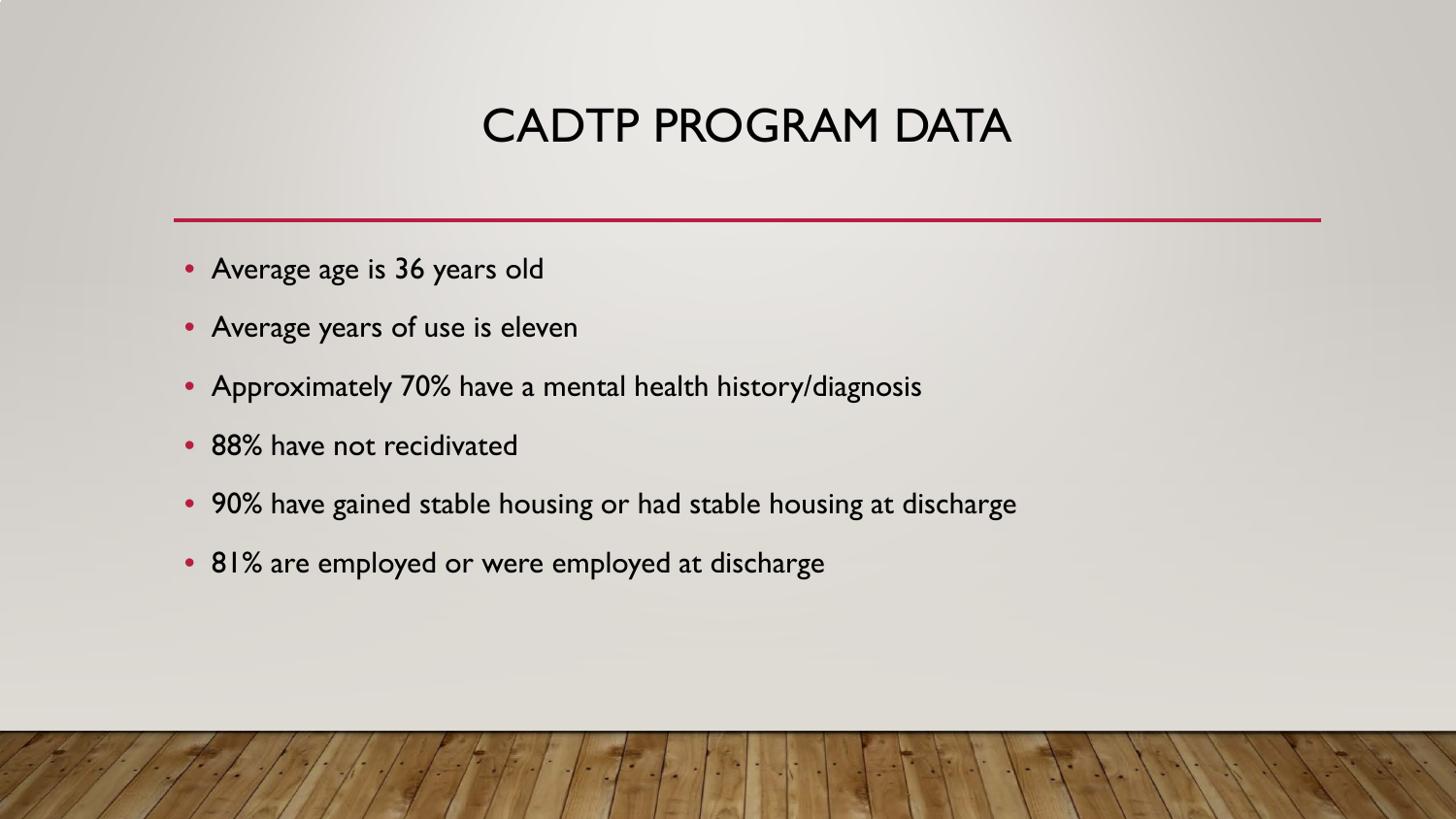# CADTP PROGRAM DATA

- Average age is 36 years old
- Average years of use is eleven
- Approximately 70% have a mental health history/diagnosis
- 88% have not recidivated
- 90% have gained stable housing or had stable housing at discharge
- 81% are employed or were employed at discharge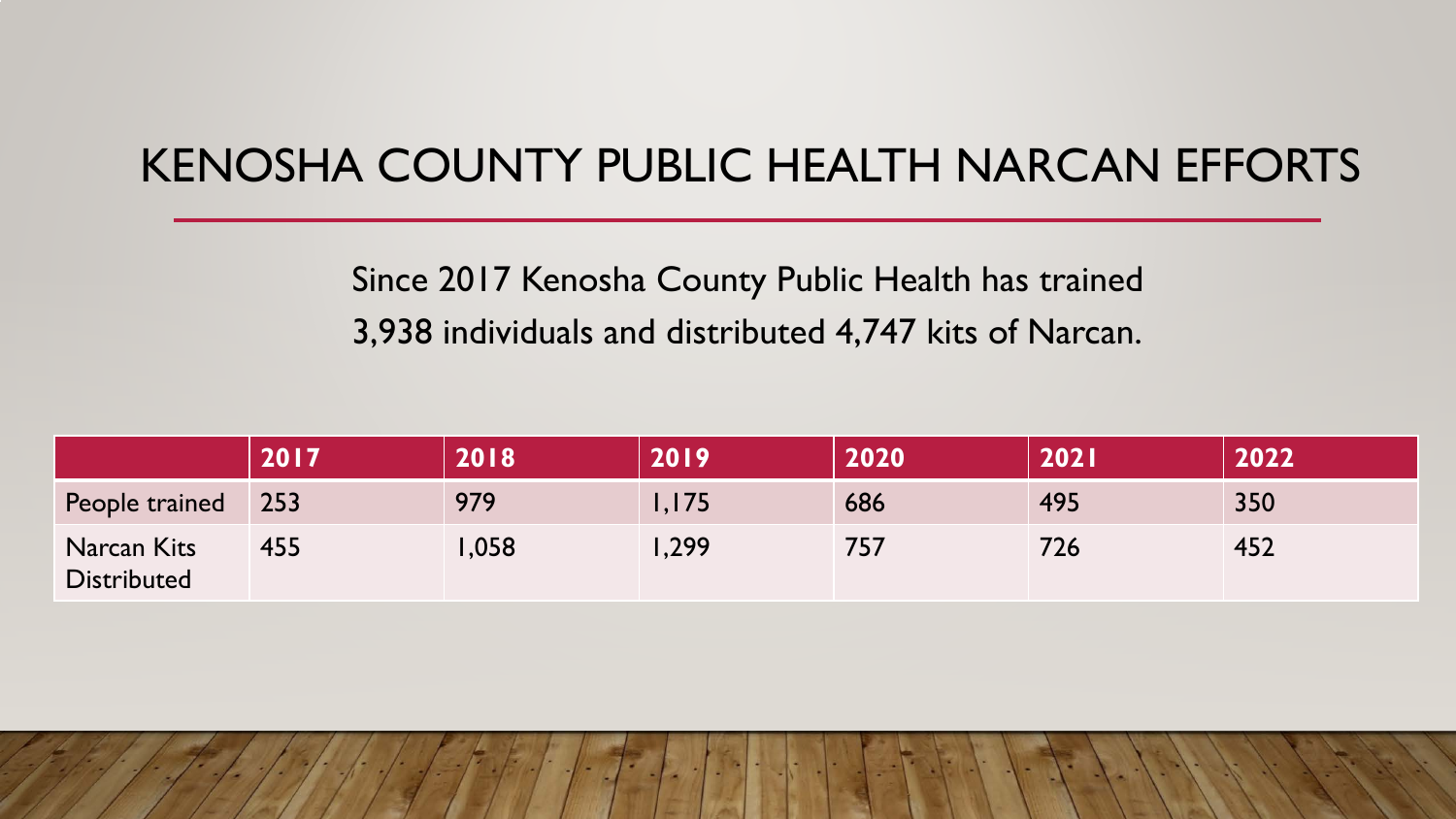# KENOSHA COUNTY PUBLIC HEALTH NARCAN EFFORTS

Since 2017 Kenosha County Public Health has trained 3,938 individuals and distributed 4,747 kits of Narcan.

| | 2017 | 2018 | 2019 | 2020 | 2021 | 2022 |
|---|---|---|---|---|---|---|
| People trained | 253 | 979 | 1,175 | 686 | 495 | 350 |
| Narcan Kits Distributed | 455 | 1,058 | 1,299 | 757 | 726 | 452 |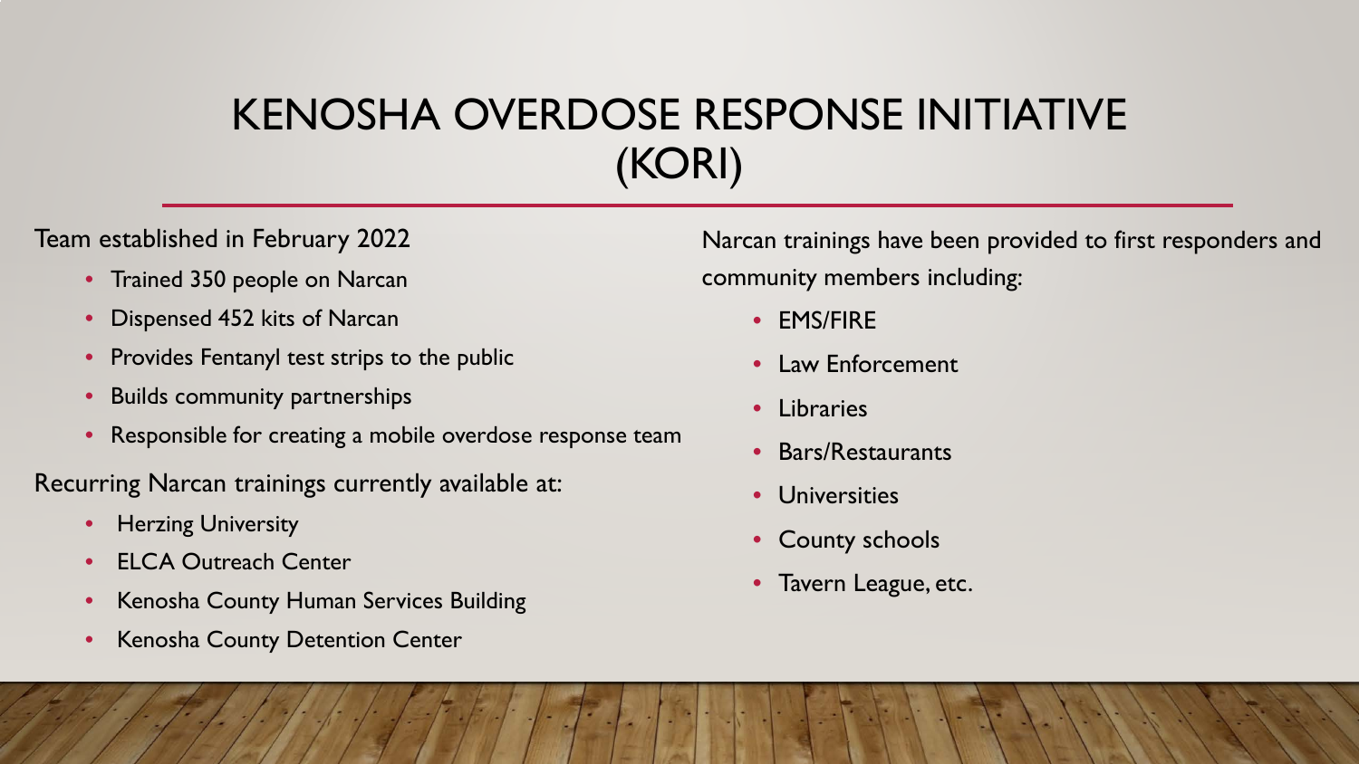# KENOSHA OVERDOSE RESPONSE INITIATIVE (KORI)

Team established in February 2022

- Trained 350 people on Narcan
- Dispensed 452 kits of Narcan
- Provides Fentanyl test strips to the public
- Builds community partnerships
- Responsible for creating a mobile overdose response team

Recurring Narcan trainings currently available at:

- Herzing University
- ELCA Outreach Center
- Kenosha County Human Services Building
- Kenosha County Detention Center

Narcan trainings have been provided to first responders and community members including:

- EMS/FIRE
- Law Enforcement
- Libraries
- Bars/Restaurants
- Universities
- County schools
- Tavern League, etc.